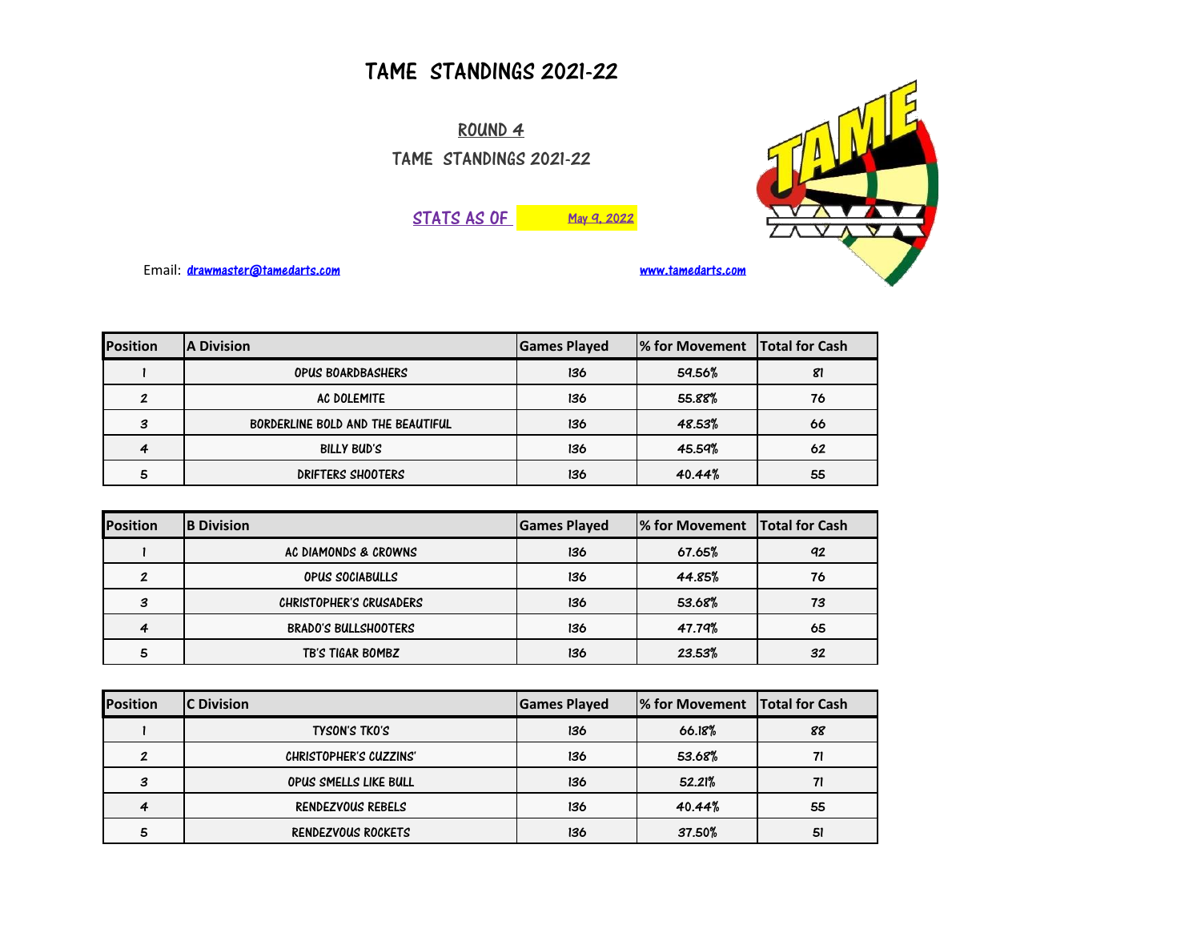# TAME STANDINGS 2021-22

## ROUND 4

## TAME STANDINGS 2021-22

STATS AS OF May 9, 2022

Email: drawmaster@tamedarts.com

www.tamedarts.com

| Position | A Division | Games Played | % for Movement | Total for Cash |
|---|---|---|---|---|
| 1 | OPUS BOARDBASHERS | 136 | 59.56% | 81 |
| 2 | AC DOLEMITE | 136 | 55.88% | 76 |
| 3 | BORDERLINE BOLD AND THE BEAUTIFUL | 136 | 48.53% | 66 |
| 4 | BILLY BUD'S | 136 | 45.59% | 62 |
| 5 | DRIFTERS SHOOTERS | 136 | 40.44% | 55 |

| Position | B Division | Games Played | % for Movement | Total for Cash |
|---|---|---|---|---|
| 1 | AC DIAMONDS & CROWNS | 136 | 67.65% | 92 |
| 2 | OPUS SOCIABULLS | 136 | 44.85% | 76 |
| 3 | CHRISTOPHER'S CRUSADERS | 136 | 53.68% | 73 |
| 4 | BRADO'S BULLSHOOTERS | 136 | 47.79% | 65 |
| 5 | TB'S TIGAR BOMBZ | 136 | 23.53% | 32 |

| Position | C Division | Games Played | % for Movement | Total for Cash |
|---|---|---|---|---|
| 1 | TYSON'S TKO'S | 136 | 66.18% | 88 |
| 2 | CHRISTOPHER'S CUZZINS' | 136 | 53.68% | 71 |
| 3 | OPUS SMELLS LIKE BULL | 136 | 52.21% | 71 |
| 4 | RENDEZVOUS REBELS | 136 | 40.44% | 55 |
| 5 | RENDEZVOUS ROCKETS | 136 | 37.50% | 51 |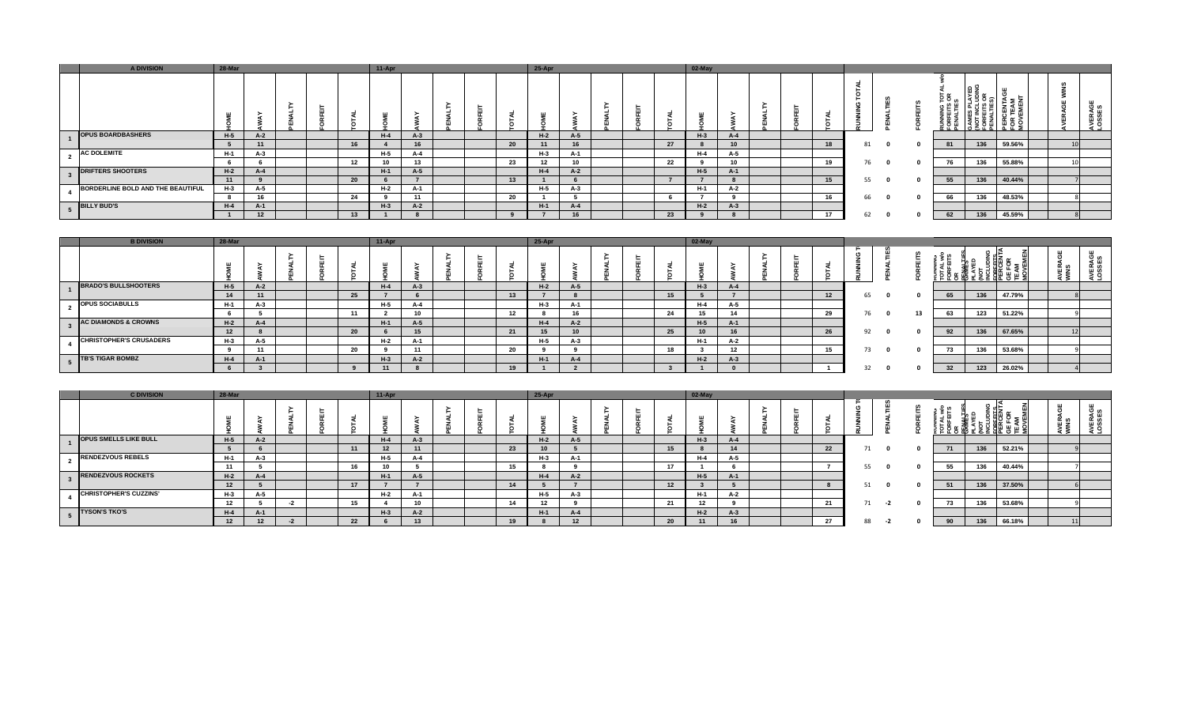| | A DIVISION | 28-Mar | | | | | 11-Apr | | | | | 25-Apr | | | | | 02-May | | | | | | | | | | | | |
|---|---|---|---|---|---|---|---|---|---|---|---|---|---|---|---|---|---|---|---|---|---|---|---|---|---|---|---|---|---|
| | | HOME | AWAY | PENALTY | FORFEIT | TOTAL | HOME | AWAY | PENALTY | FORFEIT | TOTAL | HOME | AWAY | PENALTY | FORFEIT | TOTAL | HOME | AWAY | PENALTY | FORFEIT | TOTAL | RUNNING TOTAL | PENALTIES | FORFEITS | RUNNING TOTAL w/o FORFEITS OR PENALTIES | GAMES PLAYED (NOT INCLUDING FORFEITS OR PENALTIES) | PERCENTAGE FOR TEAM MOVEMENT | AVERAGE WINS | AVERAGE LOSSES |
| 1 | OPUS BOARDBASHERS | H-5 | A-2 | | | | H-4 | A-3 | | | | H-2 | A-5 | | | | H-3 | A-4 | | | | | | | | | | | |
| | | 5 | 11 | | | 16 | 4 | 16 | | | 20 | 11 | 16 | | | 27 | 8 | 10 | | | 18 | 81 | 0 | 0 | 81 | 136 | 59.56% | 10 | |
| 2 | AC DOLEMITE | H-1 | A-3 | | | | H-5 | A-4 | | | | H-3 | A-1 | | | | H-4 | A-5 | | | | | | | | | | | |
| | | 6 | 6 | | | 12 | 10 | 13 | | | 23 | 12 | 10 | | | 22 | 9 | 10 | | | 19 | 76 | 0 | 0 | 76 | 136 | 55.88% | 10 | |
| 3 | DRIFTERS SHOOTERS | H-2 | A-4 | | | | H-1 | A-5 | | | | H-4 | A-2 | | | | H-5 | A-1 | | | | | | | | | | | |
| | | 11 | 9 | | | 20 | 6 | 7 | | | 13 | 1 | 6 | | | 7 | 7 | 8 | | | 15 | 55 | 0 | 0 | 55 | 136 | 40.44% | 7 | |
| 4 | BORDERLINE BOLD AND THE BEAUTIFUL | H-3 | A-5 | | | | H-2 | A-1 | | | | H-5 | A-3 | | | | H-1 | A-2 | | | | | | | | | | | |
| | | 8 | 16 | | | 24 | 9 | 11 | | | 20 | 1 | 5 | | | 6 | 7 | 9 | | | 16 | 66 | 0 | 0 | 66 | 136 | 48.53% | 8 | |
| 5 | BILLY BUD'S | H-4 | A-1 | | | | H-3 | A-2 | | | | H-1 | A-4 | | | | H-2 | A-3 | | | | | | | | | | | |
| | | 1 | 12 | | | 13 | 1 | 8 | | | 9 | 7 | 16 | | | 23 | 9 | 8 | | | 17 | 62 | 0 | 0 | 62 | 136 | 45.59% | 8 | |

| | B DIVISION | 28-Mar | | | | | 11-Apr | | | | | 25-Apr | | | | | 02-May | | | | | | | | | | | | |
|---|---|---|---|---|---|---|---|---|---|---|---|---|---|---|---|---|---|---|---|---|---|---|---|---|---|---|---|---|---|
| | | HOME | AWAY | PENALTY | FORFEIT | TOTAL | HOME | AWAY | PENALTY | FORFEIT | TOTAL | HOME | AWAY | PENALTY | FORFEIT | TOTAL | HOME | AWAY | PENALTY | FORFEIT | TOTAL | RUNNING TOTAL | PENALTIES | FORFEITS | RUNNING TOTAL w/o FORFEITS OR PENALTIES | GAMES PLAYED (NOT INCLUDING FORFEITS OR PENALTIES) | PERCENTAGE FOR TEAM MOVEMENT | AVERAGE WINS | AVERAGE LOSSES |
| 1 | BRADO'S BULLSHOOTERS | H-5 | A-2 | | | | H-4 | A-3 | | | | H-2 | A-5 | | | | H-3 | A-4 | | | | | | | | | | | |
| | | 14 | 11 | | | 25 | 7 | 6 | | | 13 | 7 | 8 | | | 15 | 5 | 7 | | | 12 | 65 | 0 | 0 | 65 | 136 | 47.79% | 8 | |
| 2 | OPUS SOCIABULLS | H-1 | A-3 | | | | H-5 | A-4 | | | | H-3 | A-1 | | | | H-4 | A-5 | | | | | | | | | | | |
| | | 6 | 5 | | | 11 | 2 | 10 | | | 12 | 8 | 16 | | | 24 | 15 | 14 | | | 29 | 76 | 0 | 13 | 63 | 123 | 51.22% | 9 | |
| 3 | AC DIAMONDS & CROWNS | H-2 | A-4 | | | | H-1 | A-5 | | | | H-4 | A-2 | | | | H-5 | A-1 | | | | | | | | | | | |
| | | 12 | 8 | | | 20 | 6 | 15 | | | 21 | 15 | 10 | | | 25 | 10 | 16 | | | 26 | 92 | 0 | 0 | 92 | 136 | 67.65% | 12 | |
| 4 | CHRISTOPHER'S CRUSADERS | H-3 | A-5 | | | | H-2 | A-1 | | | | H-5 | A-3 | | | | H-1 | A-2 | | | | | | | | | | | |
| | | 9 | 11 | | | 20 | 9 | 11 | | | 20 | 9 | 9 | | | 18 | 3 | 12 | | | 15 | 73 | 0 | 0 | 73 | 136 | 53.68% | 9 | |
| 5 | TB'S TIGAR BOMBZ | H-4 | A-1 | | | | H-3 | A-2 | | | | H-1 | A-4 | | | | H-2 | A-3 | | | | | | | | | | | |
| | | 6 | 3 | | | 9 | 11 | 8 | | | 19 | 1 | 2 | | | 3 | 1 | 0 | | | 1 | 32 | 0 | 0 | 32 | 123 | 26.02% | 4 | |

| | C DIVISION | 28-Mar | | | | | 11-Apr | | | | | 25-Apr | | | | | 02-May | | | | | | | | | | | | |
|---|---|---|---|---|---|---|---|---|---|---|---|---|---|---|---|---|---|---|---|---|---|---|---|---|---|---|---|---|---|
| | | HOME | AWAY | PENALTY | FORFEIT | TOTAL | HOME | AWAY | PENALTY | FORFEIT | TOTAL | HOME | AWAY | PENALTY | FORFEIT | TOTAL | HOME | AWAY | PENALTY | FORFEIT | TOTAL | RUNNING TOTAL | PENALTIES | FORFEITS | RUNNING TOTAL w/o FORFEITS OR PENALTIES | GAMES PLAYED (NOT INCLUDING FORFEITS OR PENALTIES) | PERCENTAGE FOR TEAM MOVEMENT | AVERAGE WINS | AVERAGE LOSSES |
| 1 | OPUS SMELLS LIKE BULL | H-5 | A-2 | | | | H-4 | A-3 | | | | H-2 | A-5 | | | | H-3 | A-4 | | | | | | | | | | | |
| | | 5 | 6 | | | 11 | 12 | 11 | | | 23 | 10 | 5 | | | 15 | 8 | 14 | | | 22 | 71 | 0 | 0 | 71 | 136 | 52.21% | 9 | |
| 2 | RENDEZVOUS REBELS | H-1 | A-3 | | | | H-5 | A-4 | | | | H-3 | A-1 | | | | H-4 | A-5 | | | | | | | | | | | |
| | | 11 | 5 | | | 16 | 10 | 5 | | | 15 | 8 | 9 | | | 17 | 1 | 6 | | | 7 | 55 | 0 | 0 | 55 | 136 | 40.44% | 7 | |
| 3 | RENDEZVOUS ROCKETS | H-2 | A-4 | | | | H-1 | A-5 | | | | H-4 | A-2 | | | | H-5 | A-1 | | | | | | | | | | | |
| | | 12 | 5 | | | 17 | 7 | 7 | | | 14 | 5 | 7 | | | 12 | 3 | 5 | | | 8 | 51 | 0 | 0 | 51 | 136 | 37.50% | 6 | |
| 4 | CHRISTOPHER'S CUZZINS' | H-3 | A-5 | | | | H-2 | A-1 | | | | H-5 | A-3 | | | | H-1 | A-2 | | | | | | | | | | | |
| | | 12 | 5 | -2 | | 15 | 4 | 10 | | | 14 | 12 | 9 | | | 21 | 12 | 9 | | | 21 | 71 | -2 | 0 | 73 | 136 | 53.68% | 9 | |
| 5 | TYSON'S TKO'S | H-4 | A-1 | | | | H-3 | A-2 | | | | H-1 | A-4 | | | | H-2 | A-3 | | | | | | | | | | | |
| | | 12 | 12 | -2 | | 22 | 6 | 13 | | | 19 | 8 | 12 | | | 20 | 11 | 16 | | | 27 | 88 | -2 | 0 | 90 | 136 | 66.18% | 11 | |